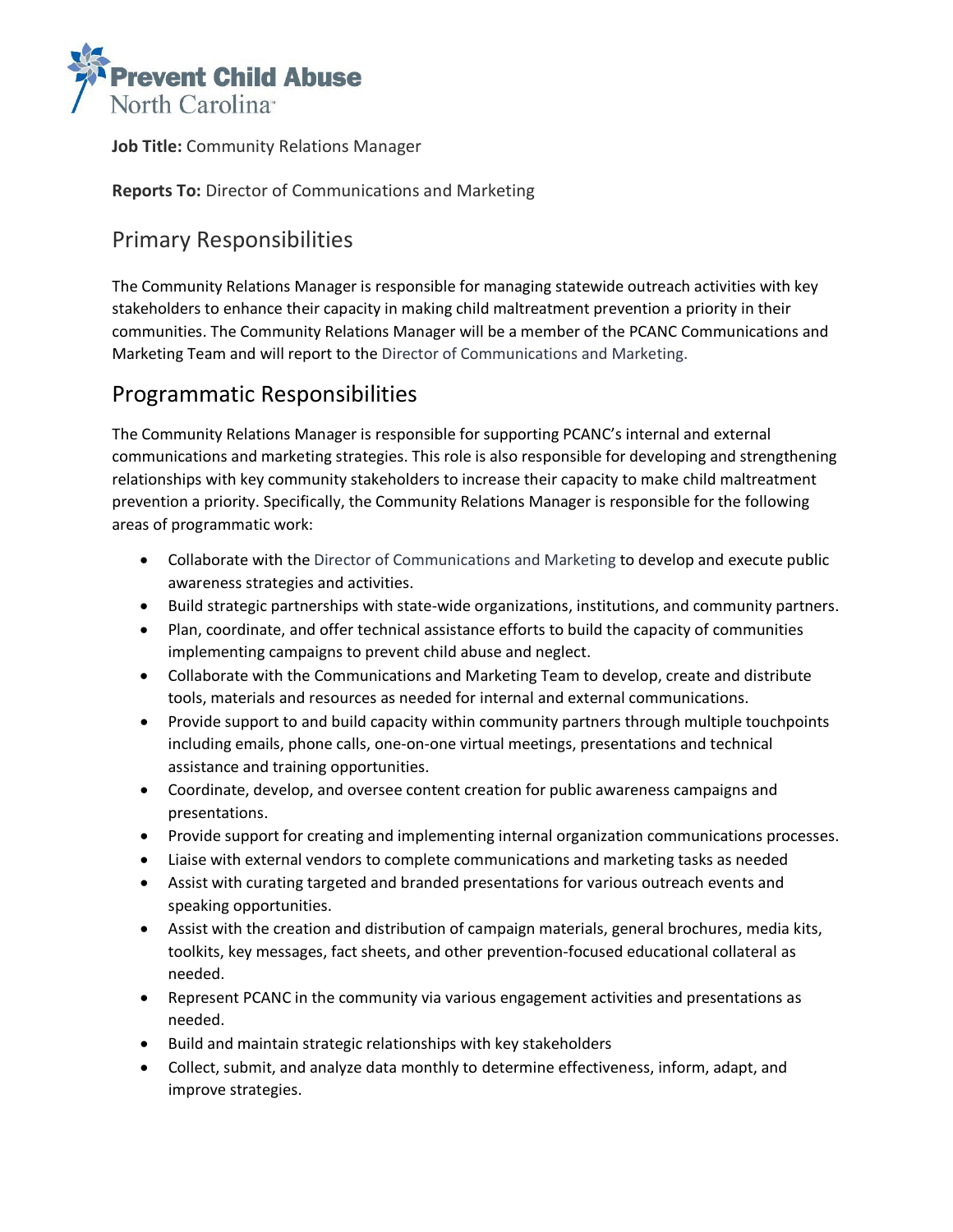**Job Title:** Community Relations Manager

**Reports To:** Director of Communications and Marketing

## Primary Responsibilities

The Community Relations Manager is responsible for managing statewide outreach activities with key stakeholders to enhance their capacity in making child maltreatment prevention a priority in their communities. The Community Relations Manager will be a member of the PCANC Communications and Marketing Team and will report to the Director of Communications and Marketing.

## Programmatic Responsibilities

The Community Relations Manager is responsible for supporting PCANC's internal and external communications and marketing strategies. This role is also responsible for developing and strengthening relationships with key community stakeholders to increase their capacity to make child maltreatment prevention a priority. Specifically, the Community Relations Manager is responsible for the following areas of programmatic work:

- Collaborate with the Director of Communications and Marketing to develop and execute public awareness strategies and activities.
- Build strategic partnerships with state-wide organizations, institutions, and community partners.
- Plan, coordinate, and offer technical assistance efforts to build the capacity of communities implementing campaigns to prevent child abuse and neglect.
- Collaborate with the Communications and Marketing Team to develop, create and distribute tools, materials and resources as needed for internal and external communications.
- Provide support to and build capacity within community partners through multiple touchpoints including emails, phone calls, one-on-one virtual meetings, presentations and technical assistance and training opportunities.
- Coordinate, develop, and oversee content creation for public awareness campaigns and presentations.
- Provide support for creating and implementing internal organization communications processes.
- Liaise with external vendors to complete communications and marketing tasks as needed
- Assist with curating targeted and branded presentations for various outreach events and speaking opportunities.
- Assist with the creation and distribution of campaign materials, general brochures, media kits, toolkits, key messages, fact sheets, and other prevention-focused educational collateral as needed.
- Represent PCANC in the community via various engagement activities and presentations as needed.
- Build and maintain strategic relationships with key stakeholders
- Collect, submit, and analyze data monthly to determine effectiveness, inform, adapt, and improve strategies.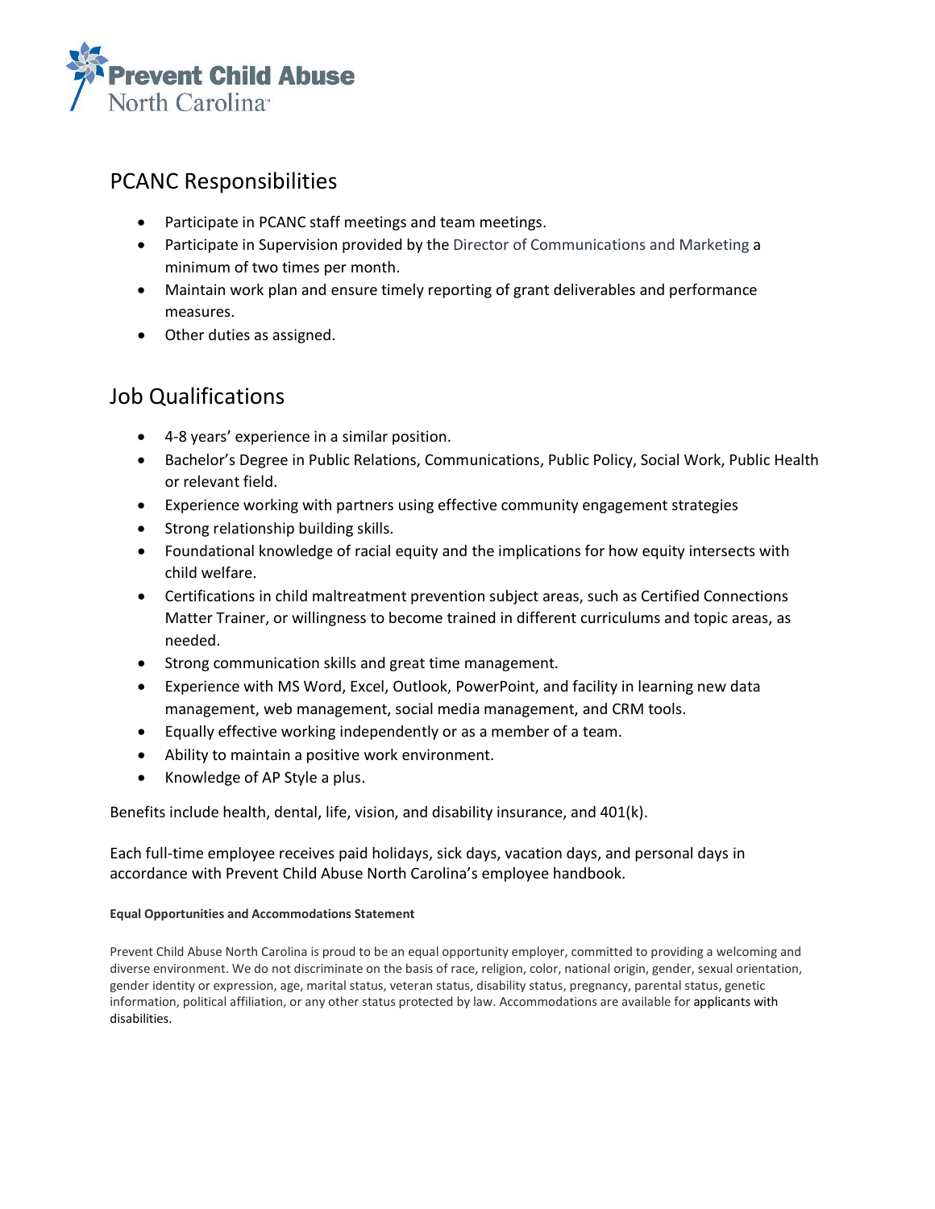## PCANC Responsibilities

- Participate in PCANC staff meetings and team meetings.
- Participate in Supervision provided by the Director of Communications and Marketing a minimum of two times per month.
- Maintain work plan and ensure timely reporting of grant deliverables and performance measures.
- Other duties as assigned.

## Job Qualifications

- 4-8 years' experience in a similar position.
- Bachelor's Degree in Public Relations, Communications, Public Policy, Social Work, Public Health or relevant field.
- Experience working with partners using effective community engagement strategies
- Strong relationship building skills.
- Foundational knowledge of racial equity and the implications for how equity intersects with child welfare.
- Certifications in child maltreatment prevention subject areas, such as Certified Connections Matter Trainer, or willingness to become trained in different curriculums and topic areas, as needed.
- Strong communication skills and great time management.
- Experience with MS Word, Excel, Outlook, PowerPoint, and facility in learning new data management, web management, social media management, and CRM tools.
- Equally effective working independently or as a member of a team.
- Ability to maintain a positive work environment.
- Knowledge of AP Style a plus.

Benefits include health, dental, life, vision, and disability insurance, and 401(k).

Each full-time employee receives paid holidays, sick days, vacation days, and personal days in accordance with Prevent Child Abuse North Carolina's employee handbook.

**Equal Opportunities and Accommodations Statement**

Prevent Child Abuse North Carolina is proud to be an equal opportunity employer, committed to providing a welcoming and diverse environment. We do not discriminate on the basis of race, religion, color, national origin, gender, sexual orientation, gender identity or expression, age, marital status, veteran status, disability status, pregnancy, parental status, genetic information, political affiliation, or any other status protected by law. Accommodations are available for applicants with disabilities.